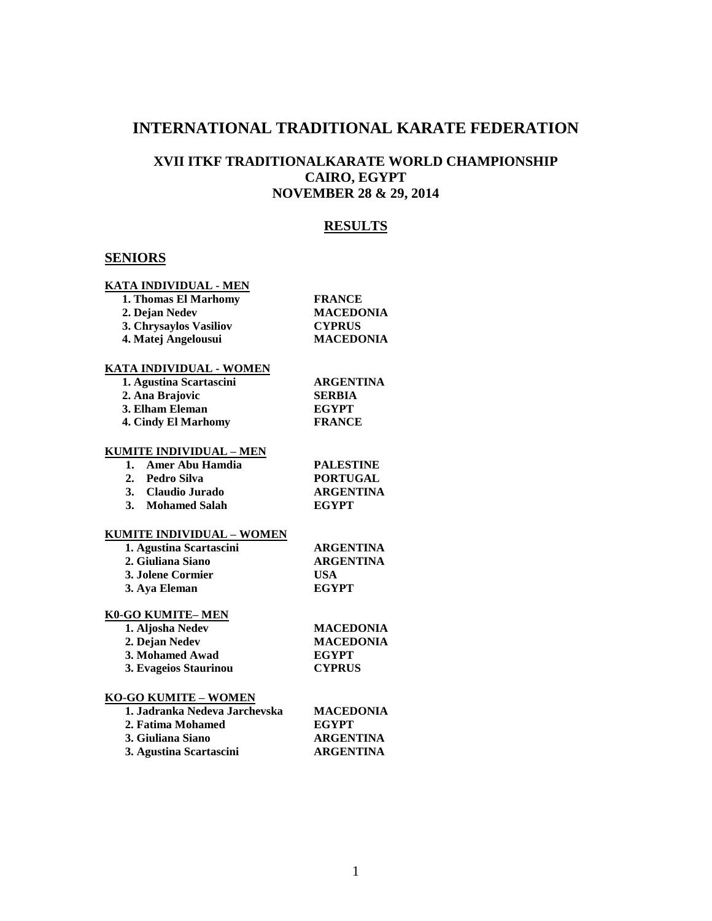# INTERNATIONAL TRADITIONAL KARATE FEDERATION

## XVII ITKF TRADITIONALKARATE WORLD CHAMPIONSHIP
## CAIRO, EGYPT
## NOVEMBER 28 & 29, 2014

## RESULTS

### SENIORS

**KATA INDIVIDUAL - MEN**

| | |
|---|---|
| 1. Thomas El Marhomy | FRANCE |
| 2. Dejan Nedev | MACEDONIA |
| 3. Chrysaylos Vasiliov | CYPRUS |
| 4. Matej Angelousui | MACEDONIA |

**KATA INDIVIDUAL - WOMEN**

| | |
|---|---|
| 1. Agustina Scartascini | ARGENTINA |
| 2. Ana Brajovic | SERBIA |
| 3. Elham Eleman | EGYPT |
| 4. Cindy El Marhomy | FRANCE |

**KUMITE INDIVIDUAL – MEN**

| | |
|---|---|
| 1. Amer Abu Hamdia | PALESTINE |
| 2. Pedro Silva | PORTUGAL |
| 3. Claudio Jurado | ARGENTINA |
| 3. Mohamed Salah | EGYPT |

**KUMITE INDIVIDUAL – WOMEN**

| | |
|---|---|
| 1. Agustina Scartascini | ARGENTINA |
| 2. Giuliana Siano | ARGENTINA |
| 3. Jolene Cormier | USA |
| 3. Aya Eleman | EGYPT |

**K0-GO KUMITE– MEN**

| | |
|---|---|
| 1. Aljosha Nedev | MACEDONIA |
| 2. Dejan Nedev | MACEDONIA |
| 3. Mohamed Awad | EGYPT |
| 3. Evageios Staurinou | CYPRUS |

**KO-GO KUMITE – WOMEN**

| | |
|---|---|
| 1. Jadranka Nedeva Jarchevska | MACEDONIA |
| 2. Fatima Mohamed | EGYPT |
| 3. Giuliana Siano | ARGENTINA |
| 3. Agustina Scartascini | ARGENTINA |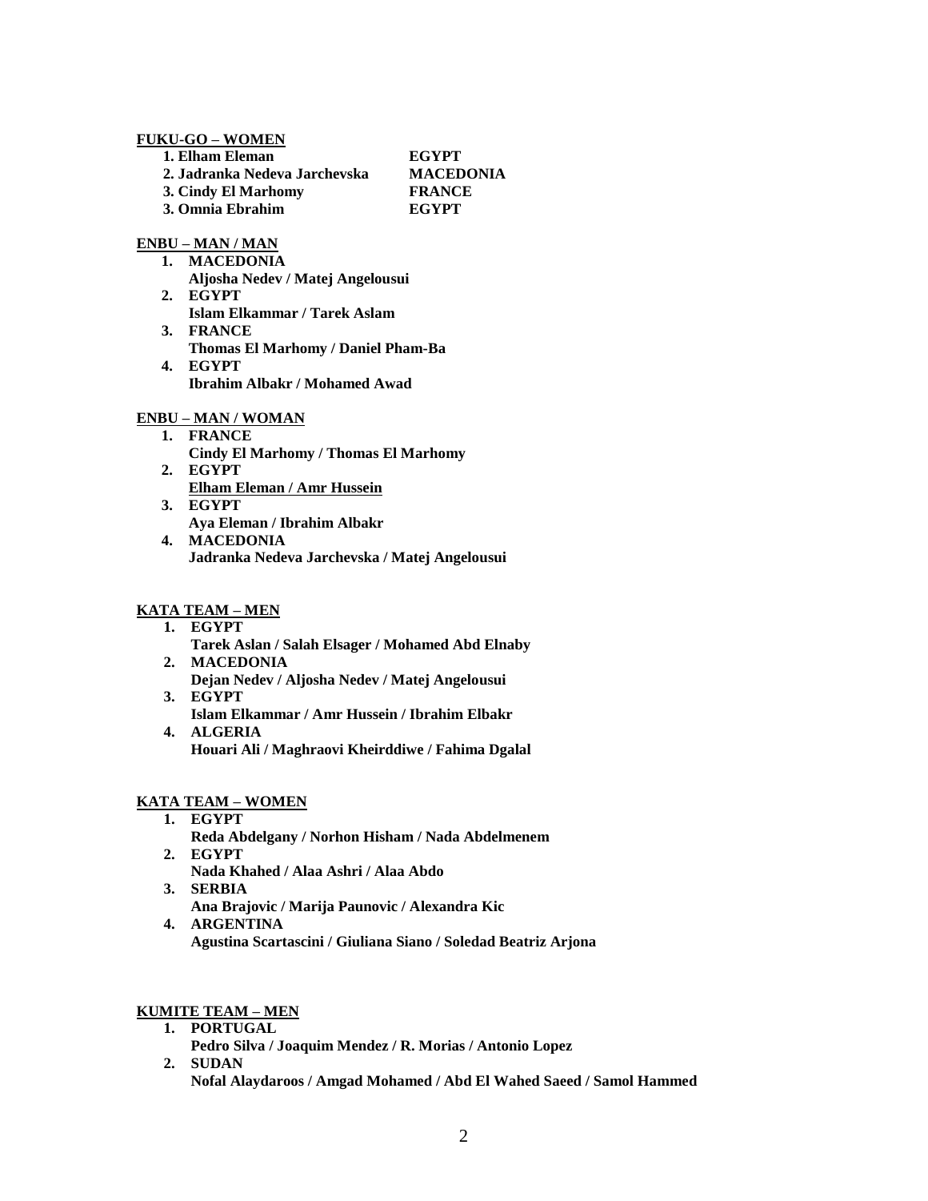**FUKU-GO – WOMEN**

| | |
|---|---|
| **1. Elham Eleman** | **EGYPT** |
| **2. Jadranka Nedeva Jarchevska** | **MACEDONIA** |
| **3. Cindy El Marhomy** | **FRANCE** |
| **3. Omnia Ebrahim** | **EGYPT** |

**ENBU – MAN / MAN**

1. **MACEDONIA**
   **Aljosha Nedev / Matej Angelousui**
2. **EGYPT**
   **Islam Elkammar / Tarek Aslam**
3. **FRANCE**
   **Thomas El Marhomy / Daniel Pham-Ba**
4. **EGYPT**
   **Ibrahim Albakr / Mohamed Awad**

**ENBU – MAN / WOMAN**

1. **FRANCE**
   **Cindy El Marhomy / Thomas El Marhomy**
2. **EGYPT**
   **Elham Eleman / Amr Hussein**
3. **EGYPT**
   **Aya Eleman / Ibrahim Albakr**
4. **MACEDONIA**
   **Jadranka Nedeva Jarchevska / Matej Angelousui**

**KATA TEAM – MEN**

1. **EGYPT**
   **Tarek Aslan / Salah Elsager / Mohamed Abd Elnaby**
2. **MACEDONIA**
   **Dejan Nedev / Aljosha Nedev / Matej Angelousui**
3. **EGYPT**
   **Islam Elkammar / Amr Hussein / Ibrahim Elbakr**
4. **ALGERIA**
   **Houari Ali / Maghraovi Kheirddiwe / Fahima Dgalal**

**KATA TEAM – WOMEN**

1. **EGYPT**
   **Reda Abdelgany / Norhon Hisham / Nada Abdelmenem**
2. **EGYPT**
   **Nada Khahed / Alaa Ashri / Alaa Abdo**
3. **SERBIA**
   **Ana Brajovic / Marija Paunovic / Alexandra Kic**
4. **ARGENTINA**
   **Agustina Scartascini / Giuliana Siano / Soledad Beatriz Arjona**

**KUMITE TEAM – MEN**

1. **PORTUGAL**
   **Pedro Silva / Joaquim Mendez / R. Morias / Antonio Lopez**
2. **SUDAN**
   **Nofal Alaydaroos / Amgad Mohamed / Abd El Wahed Saeed / Samol Hammed**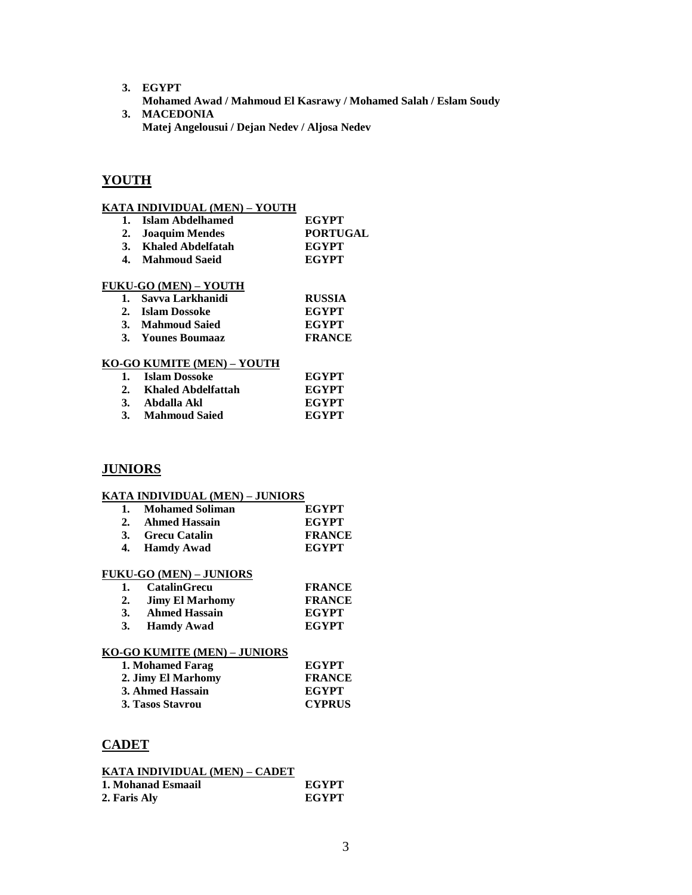3. **EGYPT**
   **Mohamed Awad / Mahmoud El Kasrawy / Mohamed Salah / Eslam Soudy**
3. **MACEDONIA**
   **Matej Angelousui / Dejan Nedev / Aljosa Nedev**

## YOUTH

**KATA INDIVIDUAL (MEN) – YOUTH**

| | | |
|---|---|---|
| 1. | Islam Abdelhamed | EGYPT |
| 2. | Joaquim Mendes | PORTUGAL |
| 3. | Khaled Abdelfatah | EGYPT |
| 4. | Mahmoud Saeid | EGYPT |

**FUKU-GO (MEN) – YOUTH**

| | | |
|---|---|---|
| 1. | Savva Larkhanidi | RUSSIA |
| 2. | Islam Dossoke | EGYPT |
| 3. | Mahmoud Saied | EGYPT |
| 3. | Younes Boumaaz | FRANCE |

**KO-GO KUMITE (MEN) – YOUTH**

| | | |
|---|---|---|
| 1. | Islam Dossoke | EGYPT |
| 2. | Khaled Abdelfattah | EGYPT |
| 3. | Abdalla Akl | EGYPT |
| 3. | Mahmoud Saied | EGYPT |

## JUNIORS

**KATA INDIVIDUAL (MEN) – JUNIORS**

| | | |
|---|---|---|
| 1. | Mohamed Soliman | EGYPT |
| 2. | Ahmed Hassain | EGYPT |
| 3. | Grecu Catalin | FRANCE |
| 4. | Hamdy Awad | EGYPT |

**FUKU-GO (MEN) – JUNIORS**

| | | |
|---|---|---|
| 1. | CatalinGrecu | FRANCE |
| 2. | Jimy El Marhomy | FRANCE |
| 3. | Ahmed Hassain | EGYPT |
| 3. | Hamdy Awad | EGYPT |

**KO-GO KUMITE (MEN) – JUNIORS**

| | | |
|---|---|---|
| 1. | Mohamed Farag | EGYPT |
| 2. | Jimy El Marhomy | FRANCE |
| 3. | Ahmed Hassain | EGYPT |
| 3. | Tasos Stavrou | CYPRUS |

## CADET

**KATA INDIVIDUAL (MEN) – CADET**

| | | |
|---|---|---|
| 1. | Mohanad Esmaail | EGYPT |
| 2. | Faris Aly | EGYPT |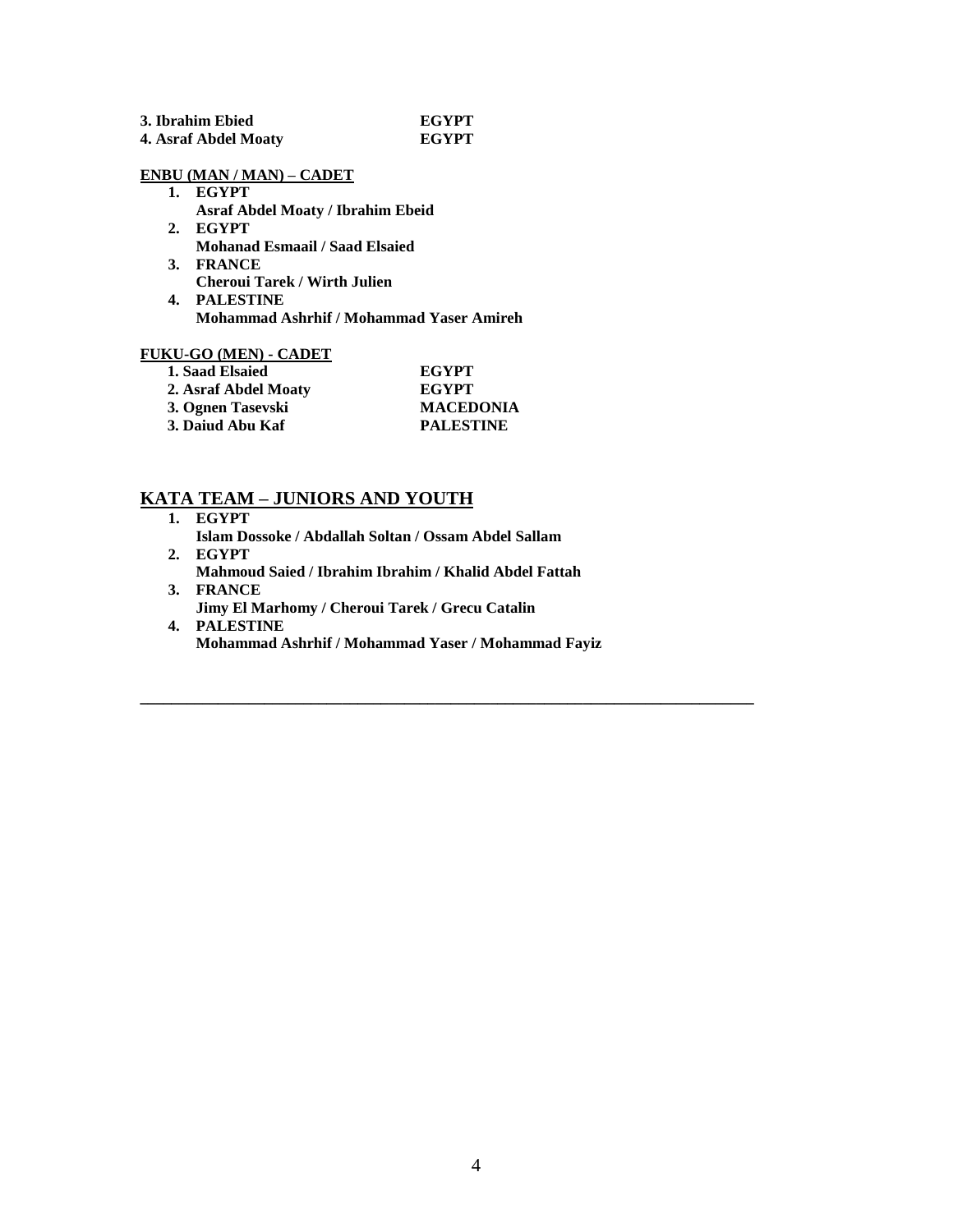| | |
|---|---|
| **3. Ibrahim Ebied** | **EGYPT** |
| **4. Asraf Abdel Moaty** | **EGYPT** |

**ENBU (MAN / MAN) – CADET**

1. **EGYPT**
   **Asraf Abdel Moaty / Ibrahim Ebeid**
2. **EGYPT**
   **Mohanad Esmaail / Saad Elsaied**
3. **FRANCE**
   **Cheroui Tarek / Wirth Julien**
4. **PALESTINE**
   **Mohammad Ashrhif / Mohammad Yaser Amireh**

**FUKU-GO (MEN) - CADET**

| | |
|---|---|
| **1. Saad Elsaied** | **EGYPT** |
| **2. Asraf Abdel Moaty** | **EGYPT** |
| **3. Ognen Tasevski** | **MACEDONIA** |
| **3. Daiud Abu Kaf** | **PALESTINE** |

## KATA TEAM – JUNIORS AND YOUTH

1. **EGYPT**
   **Islam Dossoke / Abdallah Soltan / Ossam Abdel Sallam**
2. **EGYPT**
   **Mahmoud Saied / Ibrahim Ibrahim / Khalid Abdel Fattah**
3. **FRANCE**
   **Jimy El Marhomy / Cheroui Tarek / Grecu Catalin**
4. **PALESTINE**
   **Mohammad Ashrhif / Mohammad Yaser / Mohammad Fayiz**

---